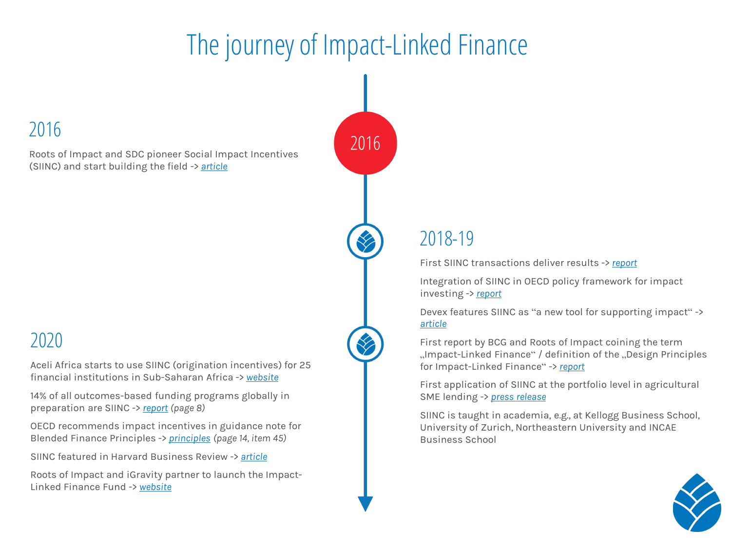# The journey of Impact-Linked Finance

## 2016

Roots of Impact and SDC pioneer Social Impact Incentives (SIINC) and start building the field -> *article*

## 2018-19

First SIINC transactions deliver results -> *report*

Integration of SIINC in OECD policy framework for impact investing -> *report*

Devex features SIINC as "a new tool for supporting impact" -> *article*

First report by BCG and Roots of Impact coining the term „Impact-Linked Finance" / definition of the „Design Principles for Impact-Linked Finance" -> *report*

First application of SIINC at the portfolio level in agricultural SME lending -> *press release*

SIINC is taught in academia, e.g., at Kellogg Business School, University of Zurich, Northeastern University and INCAE Business School

## 2020

Aceli Africa starts to use SIINC (origination incentives) for 25 financial institutions in Sub-Saharan Africa -> *website*

14% of all outcomes-based funding programs globally in preparation are SIINC -> *report* *(page 8)*

OECD recommends impact incentives in guidance note for Blended Finance Principles -> *principles* *(page 14, item 45)*

SIINC featured in Harvard Business Review -> *article*

Roots of Impact and iGravity partner to launch the Impact-Linked Finance Fund -> *website*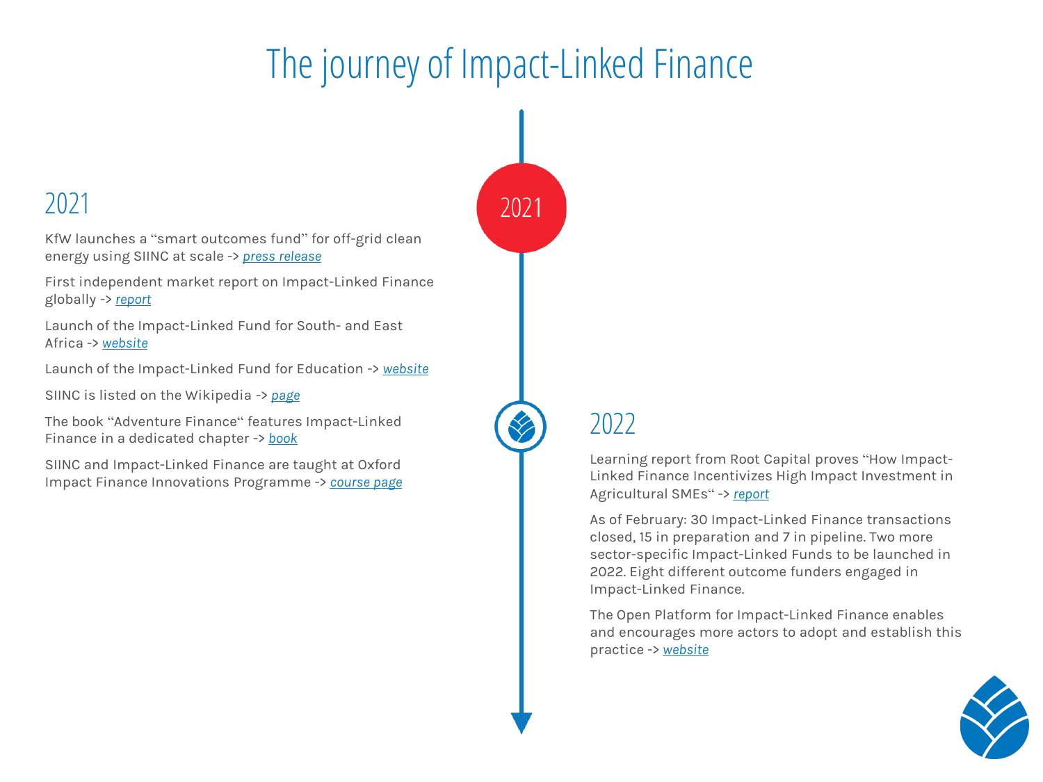# The journey of Impact-Linked Finance

2021

## 2021

KfW launches a “smart outcomes fund” for off-grid clean energy using SIINC at scale -> *press release*

First independent market report on Impact-Linked Finance globally -> *report*

Launch of the Impact-Linked Fund for South- and East Africa -> *website*

Launch of the Impact-Linked Fund for Education -> *website*

SIINC is listed on the Wikipedia -> *page*

The book “Adventure Finance“ features Impact-Linked Finance in a dedicated chapter -> *book*

SIINC and Impact-Linked Finance are taught at Oxford Impact Finance Innovations Programme -> *course page*

## 2022

Learning report from Root Capital proves “How Impact-Linked Finance Incentivizes High Impact Investment in Agricultural SMEs“ -> *report*

As of February: 30 Impact-Linked Finance transactions closed, 15 in preparation and 7 in pipeline. Two more sector-specific Impact-Linked Funds to be launched in 2022. Eight different outcome funders engaged in Impact-Linked Finance.

The Open Platform for Impact-Linked Finance enables and encourages more actors to adopt and establish this practice -> *website*